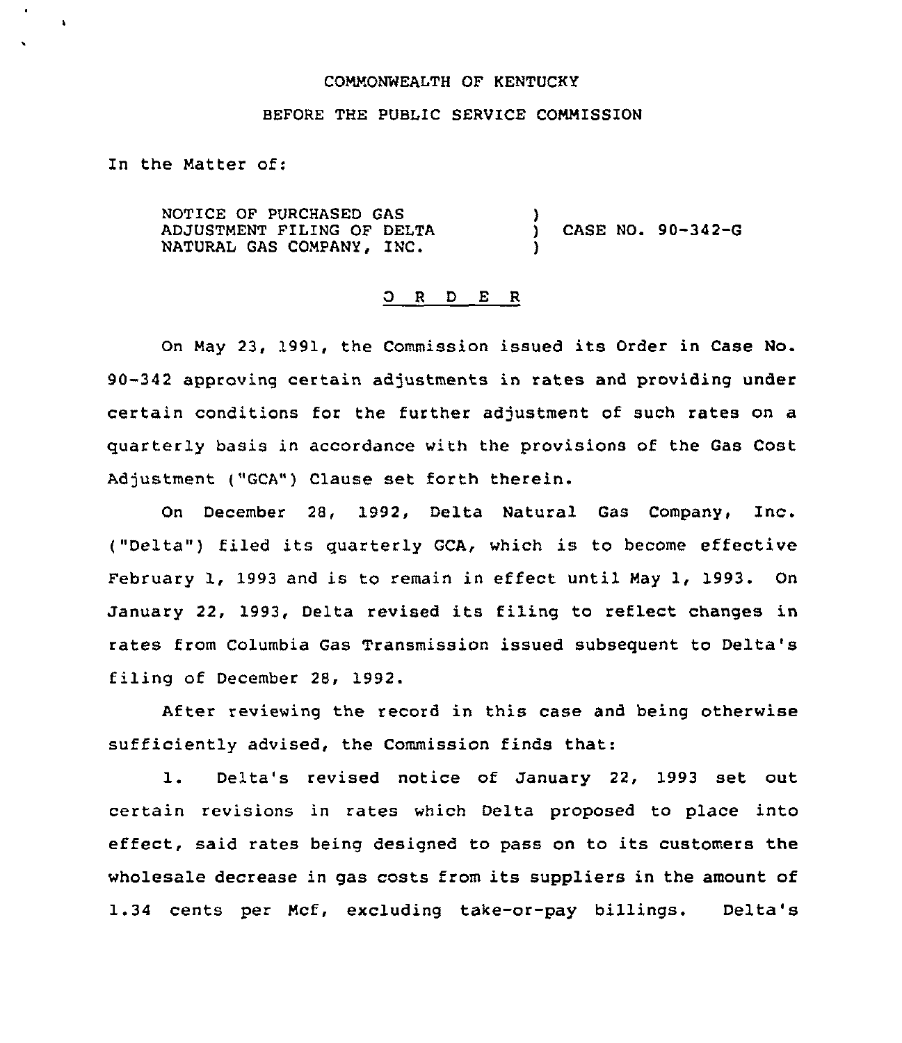COMMONWEALTH OF KENTUCKY

BEFORE THE PUBLIC SERVICE COMMISSION

In the Matter of:

NOTICE OF PURCHASED GAS ADJUSTMENT FILING OF DELTA NATURAL GAS COMPANY, INC. ) CASE NO. 90-342-G

## O R D E R

On May 23, 1991, the Commission issued its Order in Case No. 90-342 approving certain adjustments in rates and providing under certain conditions for the further adjustment of such rates on a quarterly basis in accordance with the provisions of the Gas Cost Adjustment ("GCA") Clause set forth therein.

On December 28, 1992, Delta Natural Gas Company, Inc. ("Delta") filed its quarterly GCA, which is to become effective February 1, 1993 and is to remain in effect until May 1, 1993. On January 22, 1993, Delta revised its filing to reflect changes in rates from Columbia Gas Transmission issued subsequent to Delta's filing of December 28, 1992.

After reviewing the record in this case and being otherwise sufficiently advised, the Commission finds that:

1. Delta's revised notice of January 22, 1993 set out certain revisions in rates which Delta proposed to place into effect, said rates being designed to pass on to its customers the wholesale decrease in gas costs from its suppliers in the amount of 1.34 cents per Mcf, excluding take-or-pay billings. Delta's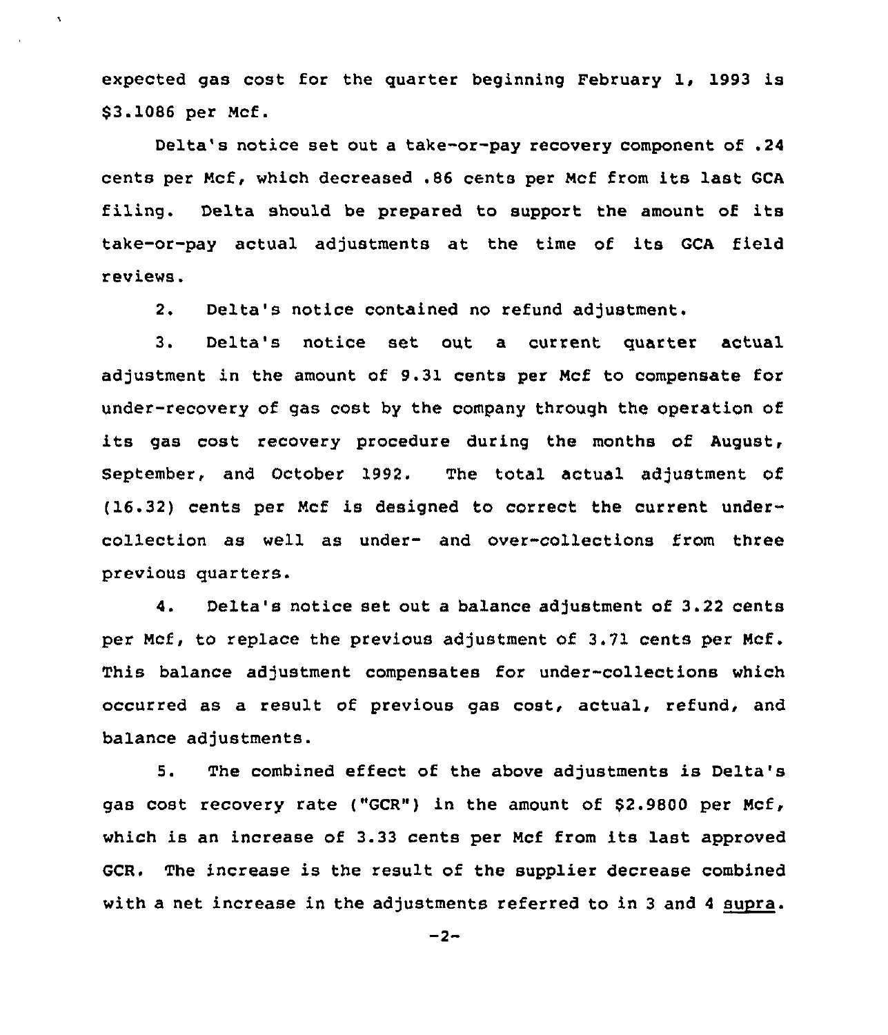expected gas cost for the quarter beginning February 1, 1993 is $3.1086 per Mcf.

Delta's notice set out a take-or-pay recovery component of .24 cents per Mcf, which decreased .86 cents per Mcf from its last GCA filing. Delta should be prepared to support the amount of its take-or-pay actual adjustments at the time of its GCA field reviews.

2. Delta's notice contained no refund adjustment.

3. Delta's notice set out a current quarter actual adjustment in the amount of 9.31 cents per Mcf to compensate for under-recovery of gas cost by the company through the operation of its gas cost recovery procedure during the months of August, September, and October 1992. The total actual adjustment of (16.32) cents per Mcf is designed to correct the current under-collection as well as under- and over-collections from three previous quarters.

4. Delta's notice set out a balance adjustment of 3.22 cents per Mcf, to replace the previous adjustment of 3.71 cents per Mcf. This balance adjustment compensates for under-collections which occurred as a result of previous gas cost, actual, refund, and balance adjustments.

5. The combined effect of the above adjustments is Delta's gas cost recovery rate ("GCR") in the amount of $2.9800 per Mcf, which is an increase of 3.33 cents per Mcf from its last approved GCR. The increase is the result of the supplier decrease combined with a net increase in the adjustments referred to in 3 and 4 supra.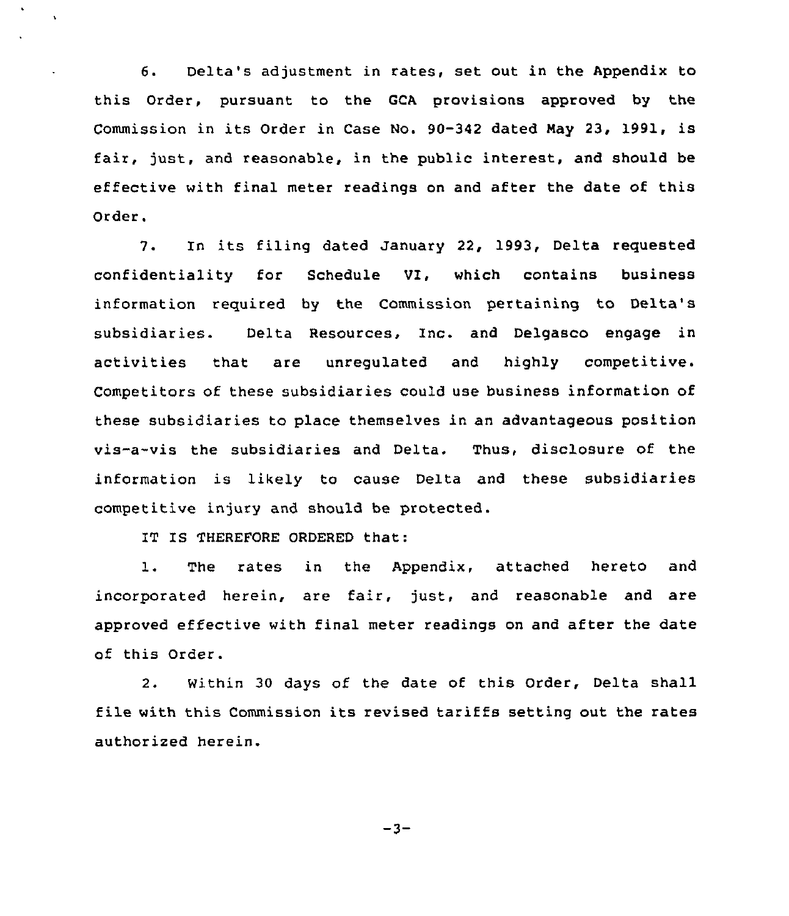6. Delta's adjustment in rates, set out in the Appendix to this Order, pursuant to the GCA provisions approved by the Commission in its Order in Case No. 90-342 dated May 23, 1991, is fair, just, and reasonable, in the public interest, and should be effective with final meter readings on and after the date of this Order.

7. In its filing dated January 22, 1993, Delta requested confidentiality for Schedule VI, which contains business information required by the Commission pertaining to Delta's subsidiaries. Delta Resources, Inc. and Delgasco engage in activities that are unregulated and highly competitive. Competitors of these subsidiaries could use business information of these subsidiaries to place themselves in an advantageous position vis-a-vis the subsidiaries and Delta. Thus, disclosure of the information is likely to cause Delta and these subsidiaries competitive injury and should be protected.

IT IS THEREFORE ORDERED that:

1. The rates in the Appendix, attached hereto and incorporated herein, are fair, just, and reasonable and are approved effective with final meter readings on and after the date of this Order.

2. Within 30 days of the date of this Order, Delta shall file with this Commission its revised tariffs setting out the rates authorized herein.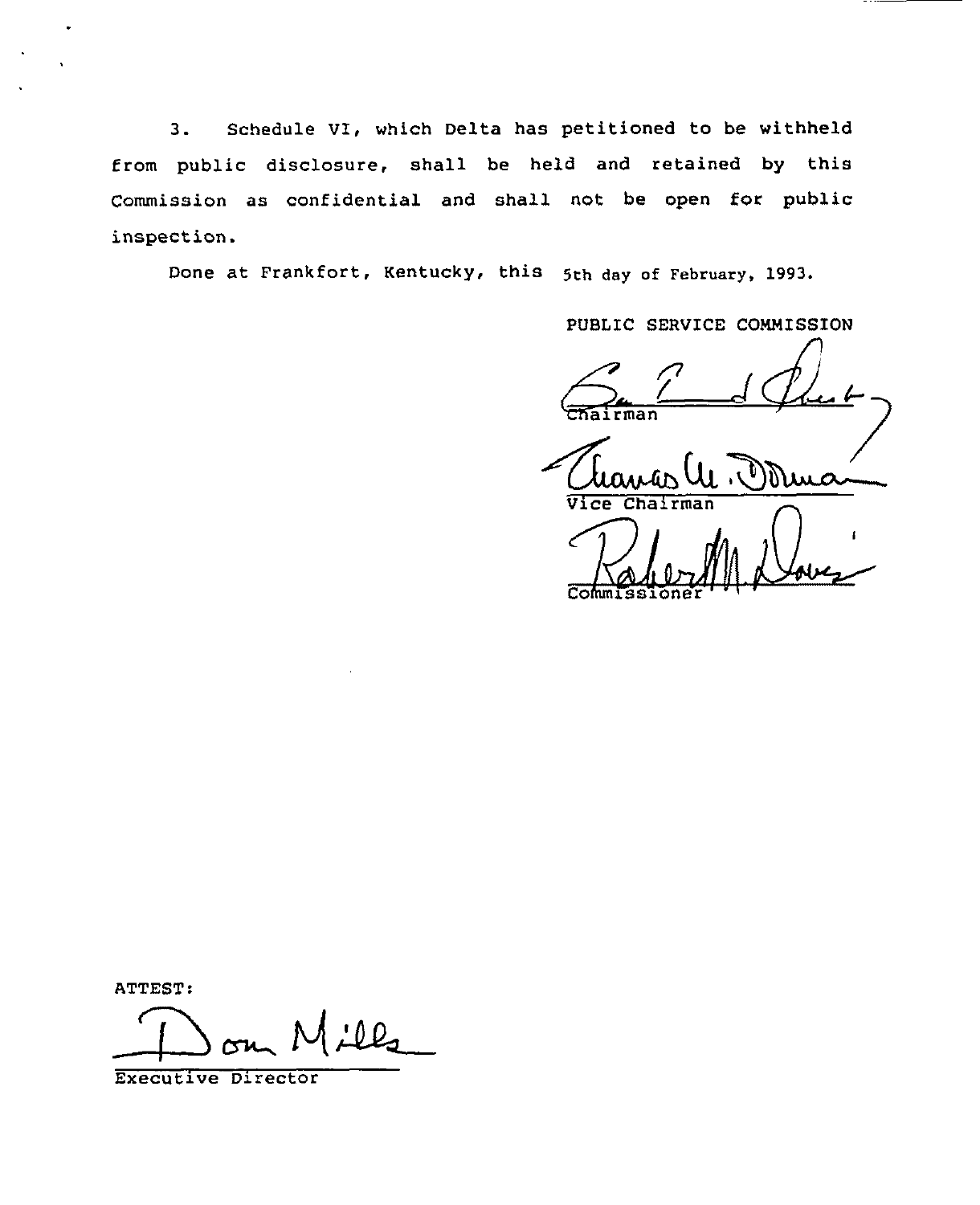3. Schedule VI, which Delta has petitioned to be withheld from public disclosure, shall be held and retained by this Commission as confidential and shall not be open for public inspection.

Done at Frankfort, Kentucky, this 5th day of February, 1993.

PUBLIC SERVICE COMMISSION

Chairman

Vice Chairman

Commissioner

ATTEST:

Executive Director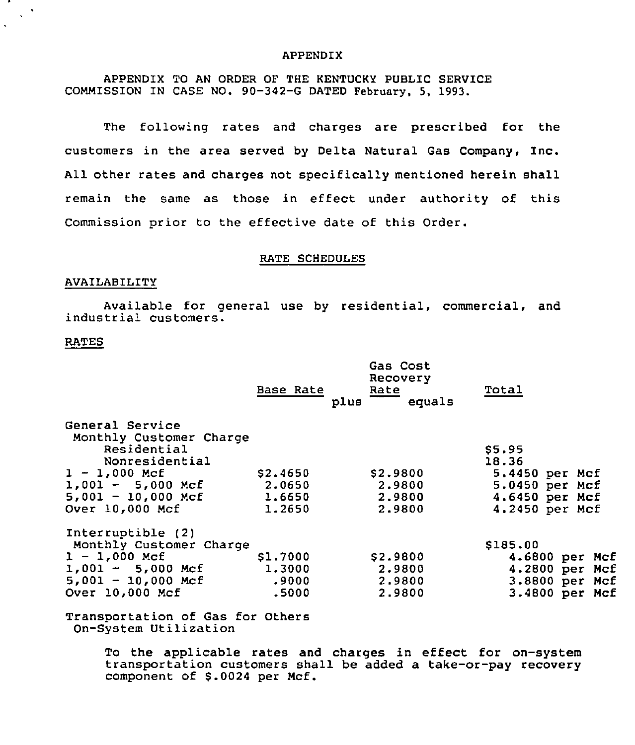# APPENDIX

APPENDIX TO AN ORDER OF THE KENTUCKY PUBLIC SERVICE COMMISSION IN CASE NO. 90-342-G DATED February, 5, 1993.

The following rates and charges are prescribed for the customers in the area served by Delta Natural Gas Company, Inc. All other rates and charges not specifically mentioned herein shall remain the same as those in effect under authority of this Commission prior to the effective date of this Order.

## RATE SCHEDULES

### AVAILABILITY

Available for general use by residential, commercial, and industrial customers.

### RATES

| | Base Rate | plus | Gas Cost Recovery Rate | equals | Total |
|---|---|---|---|---|---|
| General Service | | | | | |
| Monthly Customer Charge | | | | | |
| Residential | | | | | $5.95 |
| Nonresidential | | | | | 18.36 |
| 1 - 1,000 Mcf | $2.4650 | | $2.9800 | | 5.4450 per Mcf |
| 1,001 - 5,000 Mcf | 2.0650 | | 2.9800 | | 5.0450 per Mcf |
| 5,001 - 10,000 Mcf | 1.6650 | | 2.9800 | | 4.6450 per Mcf |
| Over 10,000 Mcf | 1.2650 | | 2.9800 | | 4.2450 per Mcf |
| Interruptible (2) | | | | | |
| Monthly Customer Charge | | | | | $185.00 |
| 1 - 1,000 Mcf | $1.7000 | | $2.9800 | | 4.6800 per Mcf |
| 1,001 - 5,000 Mcf | 1.3000 | | 2.9800 | | 4.2800 per Mcf |
| 5,001 - 10,000 Mcf | .9000 | | 2.9800 | | 3.8800 per Mcf |
| Over 10,000 Mcf | .5000 | | 2.9800 | | 3.4800 per Mcf |

Transportation of Gas for Others
On-System Utilization

To the applicable rates and charges in effect for on-system transportation customers shall be added a take-or-pay recovery component of $.0024 per Mcf.